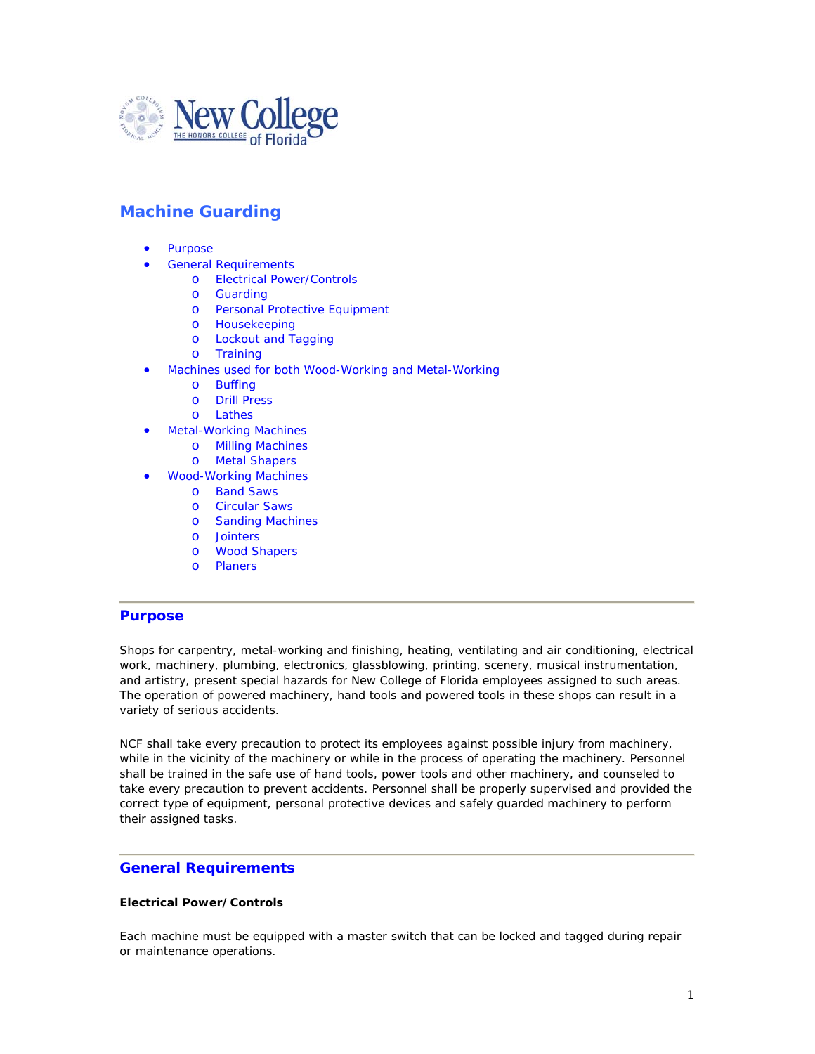New College of Florida
THE HONORS COLLEGE

# Machine Guarding

- Purpose
- General Requirements
  - Electrical Power/Controls
  - Guarding
  - Personal Protective Equipment
  - Housekeeping
  - Lockout and Tagging
  - Training
- Machines used for both Wood-Working and Metal-Working
  - Buffing
  - Drill Press
  - Lathes
- Metal-Working Machines
  - Milling Machines
  - Metal Shapers
- Wood-Working Machines
  - Band Saws
  - Circular Saws
  - Sanding Machines
  - Jointers
  - Wood Shapers
  - Planers

---

## Purpose

Shops for carpentry, metal-working and finishing, heating, ventilating and air conditioning, electrical work, machinery, plumbing, electronics, glassblowing, printing, scenery, musical instrumentation, and artistry, present special hazards for New College of Florida employees assigned to such areas. The operation of powered machinery, hand tools and powered tools in these shops can result in a variety of serious accidents.

NCF shall take every precaution to protect its employees against possible injury from machinery, while in the vicinity of the machinery or while in the process of operating the machinery. Personnel shall be trained in the safe use of hand tools, power tools and other machinery, and counseled to take every precaution to prevent accidents. Personnel shall be properly supervised and provided the correct type of equipment, personal protective devices and safely guarded machinery to perform their assigned tasks.

---

## General Requirements

**Electrical Power/Controls**

Each machine must be equipped with a master switch that can be locked and tagged during repair or maintenance operations.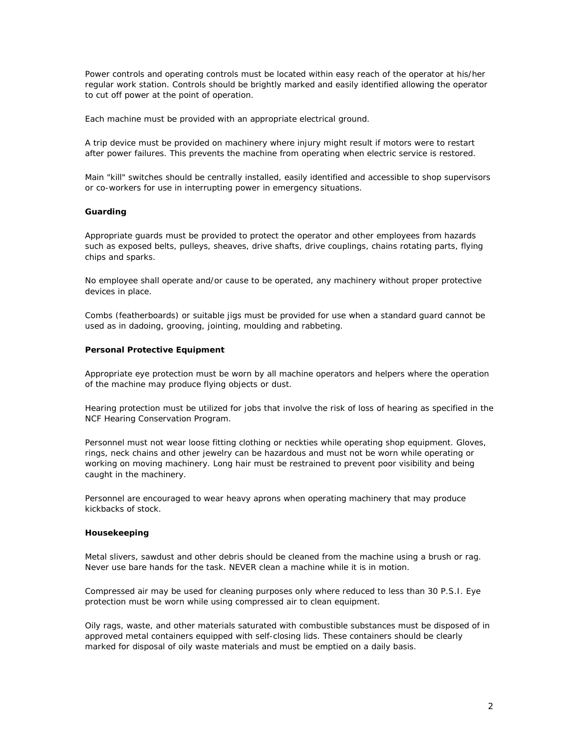Power controls and operating controls must be located within easy reach of the operator at his/her regular work station. Controls should be brightly marked and easily identified allowing the operator to cut off power at the point of operation.

Each machine must be provided with an appropriate electrical ground.

A trip device must be provided on machinery where injury might result if motors were to restart after power failures. This prevents the machine from operating when electric service is restored.

Main "kill" switches should be centrally installed, easily identified and accessible to shop supervisors or co-workers for use in interrupting power in emergency situations.

**Guarding**

Appropriate guards must be provided to protect the operator and other employees from hazards such as exposed belts, pulleys, sheaves, drive shafts, drive couplings, chains rotating parts, flying chips and sparks.

No employee shall operate and/or cause to be operated, any machinery without proper protective devices in place.

Combs (featherboards) or suitable jigs must be provided for use when a standard guard cannot be used as in dadoing, grooving, jointing, moulding and rabbeting.

**Personal Protective Equipment**

Appropriate eye protection must be worn by all machine operators and helpers where the operation of the machine may produce flying objects or dust.

Hearing protection must be utilized for jobs that involve the risk of loss of hearing as specified in the NCF Hearing Conservation Program.

Personnel must not wear loose fitting clothing or neckties while operating shop equipment. Gloves, rings, neck chains and other jewelry can be hazardous and must not be worn while operating or working on moving machinery. Long hair must be restrained to prevent poor visibility and being caught in the machinery.

Personnel are encouraged to wear heavy aprons when operating machinery that may produce kickbacks of stock.

**Housekeeping**

Metal slivers, sawdust and other debris should be cleaned from the machine using a brush or rag. Never use bare hands for the task. NEVER clean a machine while it is in motion.

Compressed air may be used for cleaning purposes only where reduced to less than 30 P.S.I. Eye protection must be worn while using compressed air to clean equipment.

Oily rags, waste, and other materials saturated with combustible substances must be disposed of in approved metal containers equipped with self-closing lids. These containers should be clearly marked for disposal of oily waste materials and must be emptied on a daily basis.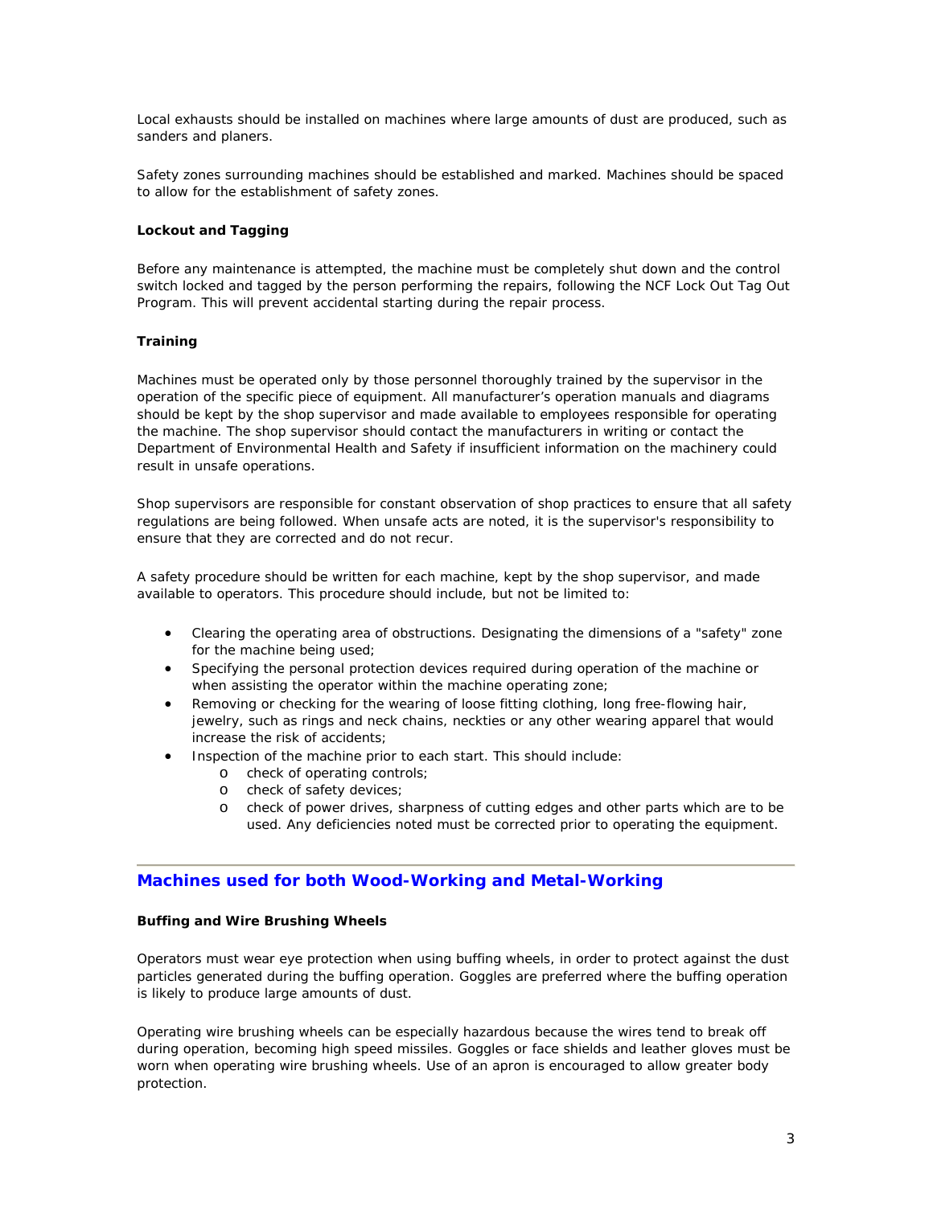Local exhausts should be installed on machines where large amounts of dust are produced, such as sanders and planers.

Safety zones surrounding machines should be established and marked. Machines should be spaced to allow for the establishment of safety zones.

**Lockout and Tagging**

Before any maintenance is attempted, the machine must be completely shut down and the control switch locked and tagged by the person performing the repairs, following the NCF Lock Out Tag Out Program. This will prevent accidental starting during the repair process.

**Training**

Machines must be operated only by those personnel thoroughly trained by the supervisor in the operation of the specific piece of equipment. All manufacturer's operation manuals and diagrams should be kept by the shop supervisor and made available to employees responsible for operating the machine. The shop supervisor should contact the manufacturers in writing or contact the Department of Environmental Health and Safety if insufficient information on the machinery could result in unsafe operations.

Shop supervisors are responsible for constant observation of shop practices to ensure that all safety regulations are being followed. When unsafe acts are noted, it is the supervisor's responsibility to ensure that they are corrected and do not recur.

A safety procedure should be written for each machine, kept by the shop supervisor, and made available to operators. This procedure should include, but not be limited to:

- Clearing the operating area of obstructions. Designating the dimensions of a "safety" zone for the machine being used;
- Specifying the personal protection devices required during operation of the machine or when assisting the operator within the machine operating zone;
- Removing or checking for the wearing of loose fitting clothing, long free-flowing hair, jewelry, such as rings and neck chains, neckties or any other wearing apparel that would increase the risk of accidents;
- Inspection of the machine prior to each start. This should include:
    - check of operating controls;
    - check of safety devices;
    - check of power drives, sharpness of cutting edges and other parts which are to be used. Any deficiencies noted must be corrected prior to operating the equipment.

---

## Machines used for both Wood-Working and Metal-Working

**Buffing and Wire Brushing Wheels**

Operators must wear eye protection when using buffing wheels, in order to protect against the dust particles generated during the buffing operation. Goggles are preferred where the buffing operation is likely to produce large amounts of dust.

Operating wire brushing wheels can be especially hazardous because the wires tend to break off during operation, becoming high speed missiles. Goggles or face shields and leather gloves must be worn when operating wire brushing wheels. Use of an apron is encouraged to allow greater body protection.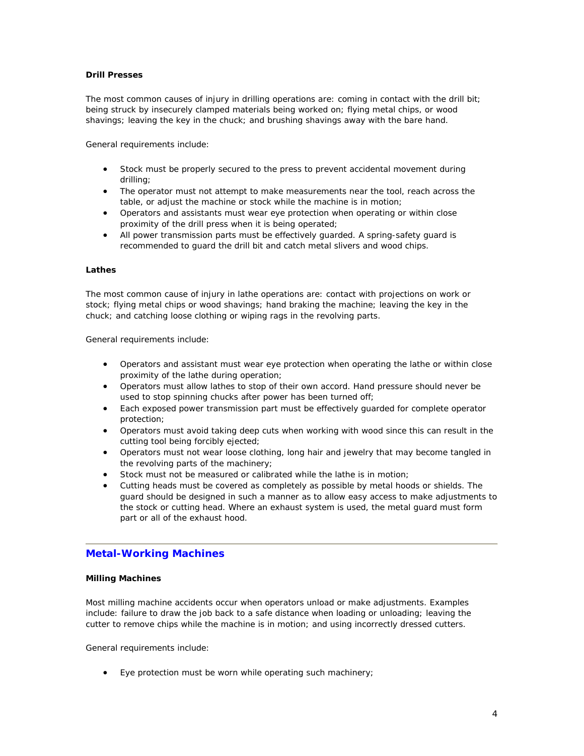#### Drill Presses

The most common causes of injury in drilling operations are: coming in contact with the drill bit; being struck by insecurely clamped materials being worked on; flying metal chips, or wood shavings; leaving the key in the chuck; and brushing shavings away with the bare hand.

General requirements include:

- Stock must be properly secured to the press to prevent accidental movement during drilling;
- The operator must not attempt to make measurements near the tool, reach across the table, or adjust the machine or stock while the machine is in motion;
- Operators and assistants must wear eye protection when operating or within close proximity of the drill press when it is being operated;
- All power transmission parts must be effectively guarded. A spring-safety guard is recommended to guard the drill bit and catch metal slivers and wood chips.

#### Lathes

The most common cause of injury in lathe operations are: contact with projections on work or stock; flying metal chips or wood shavings; hand braking the machine; leaving the key in the chuck; and catching loose clothing or wiping rags in the revolving parts.

General requirements include:

- Operators and assistant must wear eye protection when operating the lathe or within close proximity of the lathe during operation;
- Operators must allow lathes to stop of their own accord. Hand pressure should never be used to stop spinning chucks after power has been turned off;
- Each exposed power transmission part must be effectively guarded for complete operator protection;
- Operators must avoid taking deep cuts when working with wood since this can result in the cutting tool being forcibly ejected;
- Operators must not wear loose clothing, long hair and jewelry that may become tangled in the revolving parts of the machinery;
- Stock must not be measured or calibrated while the lathe is in motion;
- Cutting heads must be covered as completely as possible by metal hoods or shields. The guard should be designed in such a manner as to allow easy access to make adjustments to the stock or cutting head. Where an exhaust system is used, the metal guard must form part or all of the exhaust hood.

---

## Metal-Working Machines

#### Milling Machines

Most milling machine accidents occur when operators unload or make adjustments. Examples include: failure to draw the job back to a safe distance when loading or unloading; leaving the cutter to remove chips while the machine is in motion; and using incorrectly dressed cutters.

General requirements include:

- Eye protection must be worn while operating such machinery;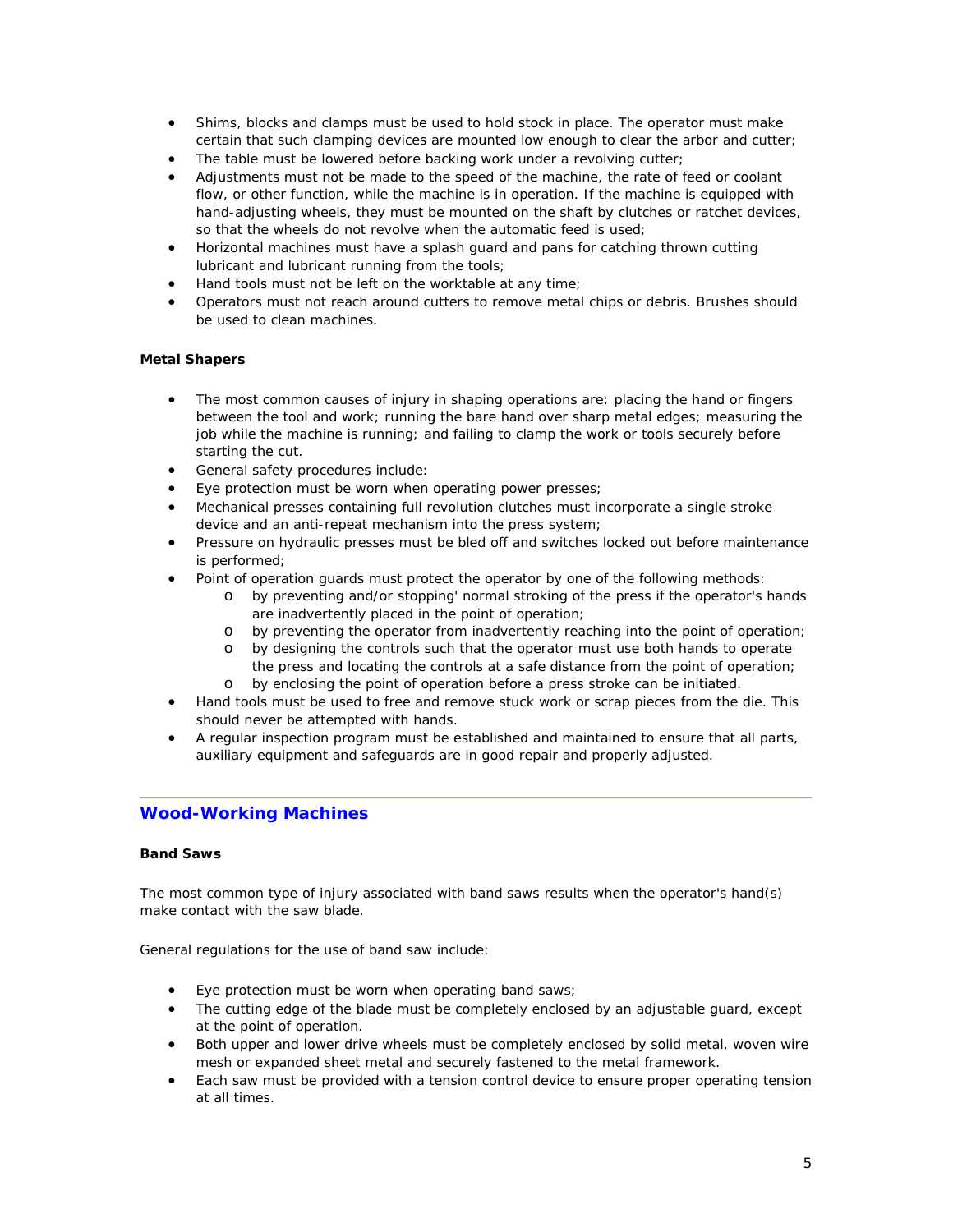- Shims, blocks and clamps must be used to hold stock in place. The operator must make certain that such clamping devices are mounted low enough to clear the arbor and cutter;
- The table must be lowered before backing work under a revolving cutter;
- Adjustments must not be made to the speed of the machine, the rate of feed or coolant flow, or other function, while the machine is in operation. If the machine is equipped with hand-adjusting wheels, they must be mounted on the shaft by clutches or ratchet devices, so that the wheels do not revolve when the automatic feed is used;
- Horizontal machines must have a splash guard and pans for catching thrown cutting lubricant and lubricant running from the tools;
- Hand tools must not be left on the worktable at any time;
- Operators must not reach around cutters to remove metal chips or debris. Brushes should be used to clean machines.

**Metal Shapers**

- The most common causes of injury in shaping operations are: placing the hand or fingers between the tool and work; running the bare hand over sharp metal edges; measuring the job while the machine is running; and failing to clamp the work or tools securely before starting the cut.
- General safety procedures include:
- Eye protection must be worn when operating power presses;
- Mechanical presses containing full revolution clutches must incorporate a single stroke device and an anti-repeat mechanism into the press system;
- Pressure on hydraulic presses must be bled off and switches locked out before maintenance is performed;
- Point of operation guards must protect the operator by one of the following methods:
  - by preventing and/or stopping' normal stroking of the press if the operator's hands are inadvertently placed in the point of operation;
  - by preventing the operator from inadvertently reaching into the point of operation;
  - by designing the controls such that the operator must use both hands to operate the press and locating the controls at a safe distance from the point of operation;
  - by enclosing the point of operation before a press stroke can be initiated.
- Hand tools must be used to free and remove stuck work or scrap pieces from the die. This should never be attempted with hands.
- A regular inspection program must be established and maintained to ensure that all parts, auxiliary equipment and safeguards are in good repair and properly adjusted.

---

## Wood-Working Machines

**Band Saws**

The most common type of injury associated with band saws results when the operator's hand(s) make contact with the saw blade.

General regulations for the use of band saw include:

- Eye protection must be worn when operating band saws;
- The cutting edge of the blade must be completely enclosed by an adjustable guard, except at the point of operation.
- Both upper and lower drive wheels must be completely enclosed by solid metal, woven wire mesh or expanded sheet metal and securely fastened to the metal framework.
- Each saw must be provided with a tension control device to ensure proper operating tension at all times.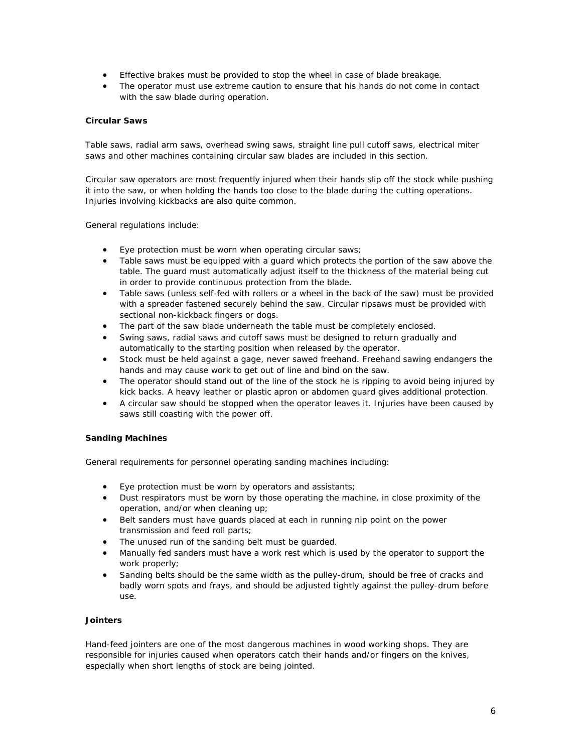- Effective brakes must be provided to stop the wheel in case of blade breakage.
- The operator must use extreme caution to ensure that his hands do not come in contact with the saw blade during operation.

**Circular Saws**

Table saws, radial arm saws, overhead swing saws, straight line pull cutoff saws, electrical miter saws and other machines containing circular saw blades are included in this section.

Circular saw operators are most frequently injured when their hands slip off the stock while pushing it into the saw, or when holding the hands too close to the blade during the cutting operations. Injuries involving kickbacks are also quite common.

General regulations include:

- Eye protection must be worn when operating circular saws;
- Table saws must be equipped with a guard which protects the portion of the saw above the table. The guard must automatically adjust itself to the thickness of the material being cut in order to provide continuous protection from the blade.
- Table saws (unless self-fed with rollers or a wheel in the back of the saw) must be provided with a spreader fastened securely behind the saw. Circular ripsaws must be provided with sectional non-kickback fingers or dogs.
- The part of the saw blade underneath the table must be completely enclosed.
- Swing saws, radial saws and cutoff saws must be designed to return gradually and automatically to the starting position when released by the operator.
- Stock must be held against a gage, never sawed freehand. Freehand sawing endangers the hands and may cause work to get out of line and bind on the saw.
- The operator should stand out of the line of the stock he is ripping to avoid being injured by kick backs. A heavy leather or plastic apron or abdomen guard gives additional protection.
- A circular saw should be stopped when the operator leaves it. Injuries have been caused by saws still coasting with the power off.

**Sanding Machines**

General requirements for personnel operating sanding machines including:

- Eye protection must be worn by operators and assistants;
- Dust respirators must be worn by those operating the machine, in close proximity of the operation, and/or when cleaning up;
- Belt sanders must have guards placed at each in running nip point on the power transmission and feed roll parts;
- The unused run of the sanding belt must be guarded.
- Manually fed sanders must have a work rest which is used by the operator to support the work properly;
- Sanding belts should be the same width as the pulley-drum, should be free of cracks and badly worn spots and frays, and should be adjusted tightly against the pulley-drum before use.

**Jointers**

Hand-feed jointers are one of the most dangerous machines in wood working shops. They are responsible for injuries caused when operators catch their hands and/or fingers on the knives, especially when short lengths of stock are being jointed.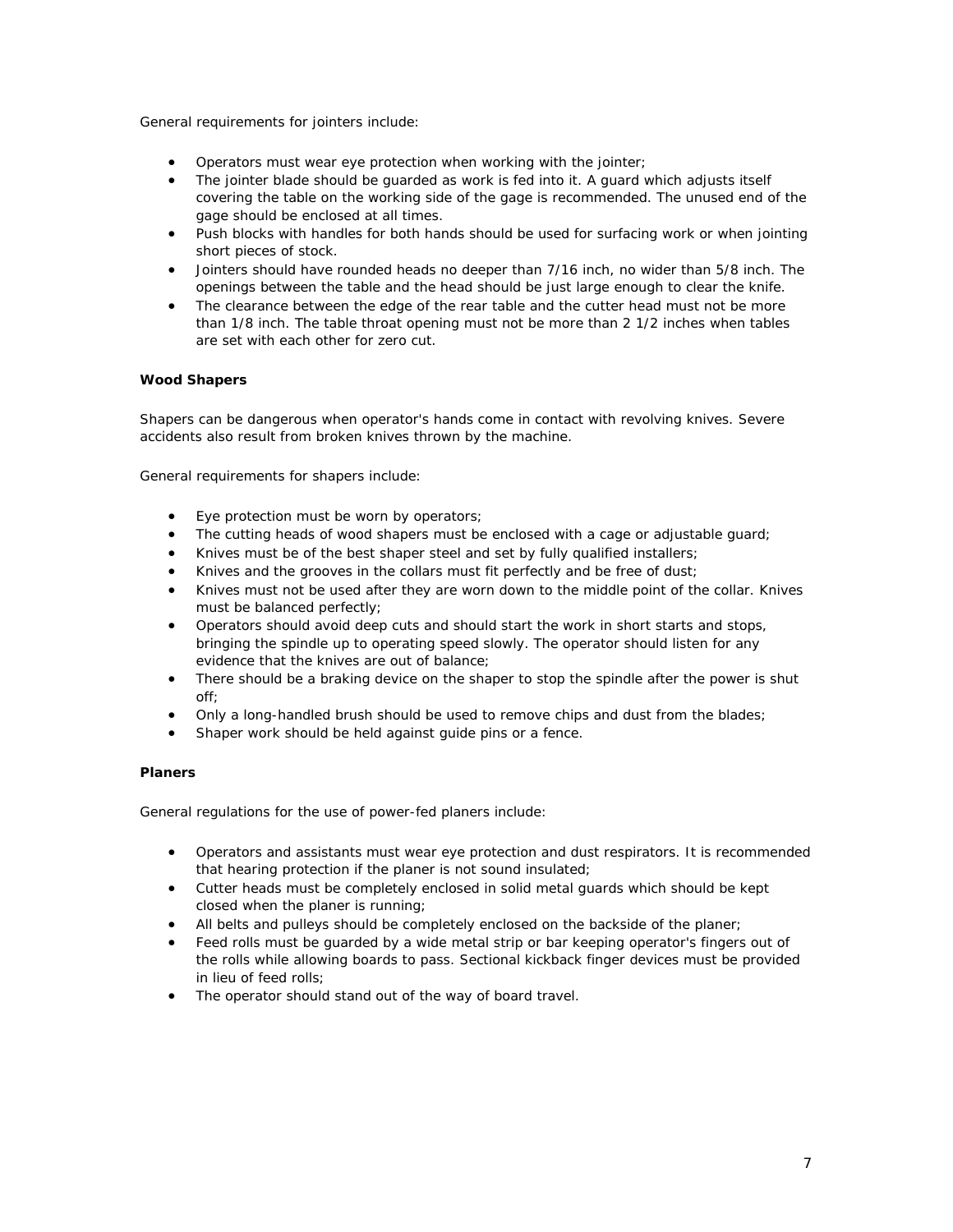General requirements for jointers include:

- Operators must wear eye protection when working with the jointer;
- The jointer blade should be guarded as work is fed into it. A guard which adjusts itself covering the table on the working side of the gage is recommended. The unused end of the gage should be enclosed at all times.
- Push blocks with handles for both hands should be used for surfacing work or when jointing short pieces of stock.
- Jointers should have rounded heads no deeper than 7/16 inch, no wider than 5/8 inch. The openings between the table and the head should be just large enough to clear the knife.
- The clearance between the edge of the rear table and the cutter head must not be more than 1/8 inch. The table throat opening must not be more than 2 1/2 inches when tables are set with each other for zero cut.

**Wood Shapers**

Shapers can be dangerous when operator's hands come in contact with revolving knives. Severe accidents also result from broken knives thrown by the machine.

General requirements for shapers include:

- Eye protection must be worn by operators;
- The cutting heads of wood shapers must be enclosed with a cage or adjustable guard;
- Knives must be of the best shaper steel and set by fully qualified installers;
- Knives and the grooves in the collars must fit perfectly and be free of dust;
- Knives must not be used after they are worn down to the middle point of the collar. Knives must be balanced perfectly;
- Operators should avoid deep cuts and should start the work in short starts and stops, bringing the spindle up to operating speed slowly. The operator should listen for any evidence that the knives are out of balance;
- There should be a braking device on the shaper to stop the spindle after the power is shut off;
- Only a long-handled brush should be used to remove chips and dust from the blades;
- Shaper work should be held against guide pins or a fence.

**Planers**

General regulations for the use of power-fed planers include:

- Operators and assistants must wear eye protection and dust respirators. It is recommended that hearing protection if the planer is not sound insulated;
- Cutter heads must be completely enclosed in solid metal guards which should be kept closed when the planer is running;
- All belts and pulleys should be completely enclosed on the backside of the planer;
- Feed rolls must be guarded by a wide metal strip or bar keeping operator's fingers out of the rolls while allowing boards to pass. Sectional kickback finger devices must be provided in lieu of feed rolls;
- The operator should stand out of the way of board travel.